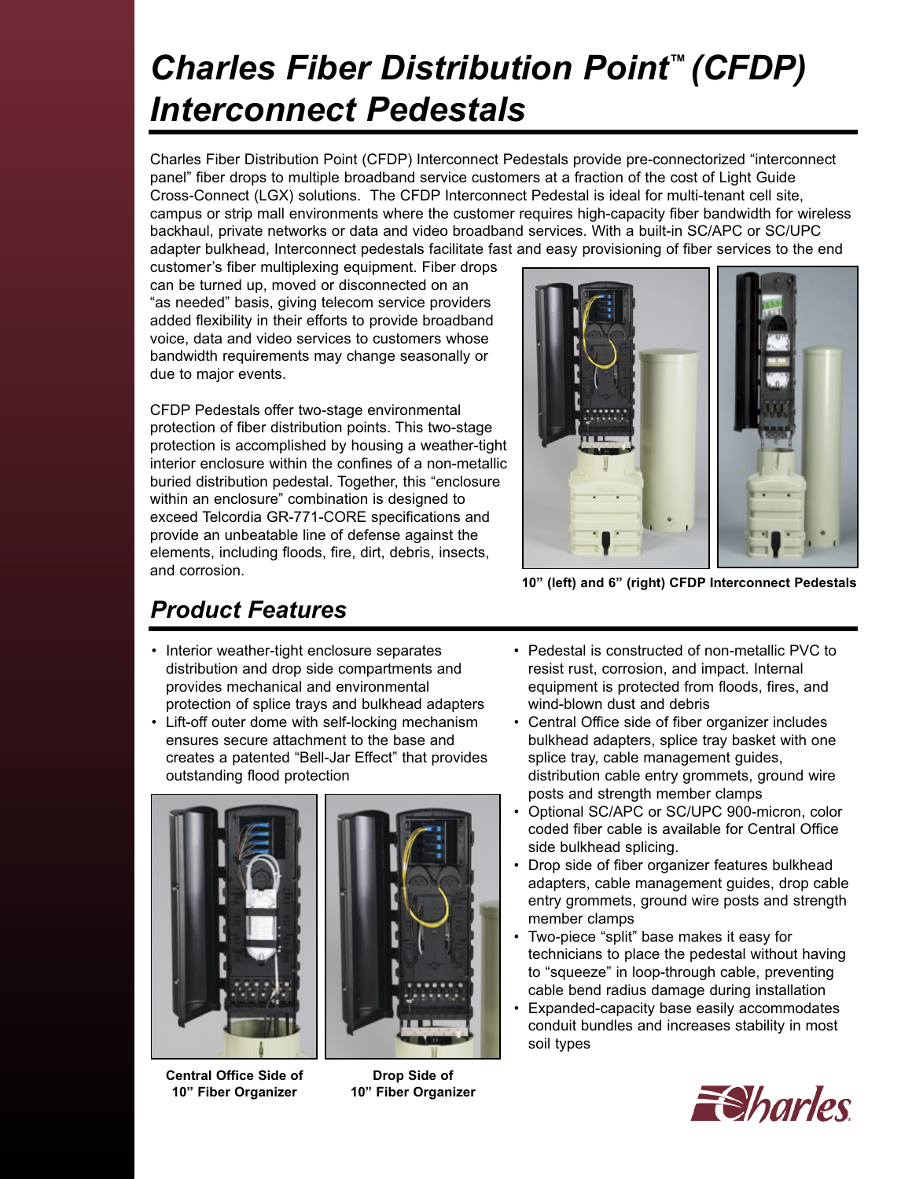# *Charles Fiber Distribution Point™ (CFDP) Interconnect Pedestals*

Charles Fiber Distribution Point (CFDP) Interconnect Pedestals provide pre-connectorized "interconnect panel" fiber drops to multiple broadband service customers at a fraction of the cost of Light Guide Cross-Connect (LGX) solutions. The CFDP Interconnect Pedestal is ideal for multi-tenant cell site, campus or strip mall environments where the customer requires high-capacity fiber bandwidth for wireless backhaul, private networks or data and video broadband services. With a built-in SC/APC or SC/UPC adapter bulkhead, Interconnect pedestals facilitate fast and easy provisioning of fiber services to the end customer's fiber multiplexing equipment. Fiber drops can be turned up, moved or disconnected on an "as needed" basis, giving telecom service providers added flexibility in their efforts to provide broadband voice, data and video services to customers whose bandwidth requirements may change seasonally or due to major events.

CFDP Pedestals offer two-stage environmental protection of fiber distribution points. This two-stage protection is accomplished by housing a weather-tight interior enclosure within the confines of a non-metallic buried distribution pedestal. Together, this "enclosure within an enclosure" combination is designed to exceed Telcordia GR-771-CORE specifications and provide an unbeatable line of defense against the elements, including floods, fire, dirt, debris, insects, and corrosion.

**10" (left) and 6" (right) CFDP Interconnect Pedestals**

## *Product Features*

- Interior weather-tight enclosure separates distribution and drop side compartments and provides mechanical and environmental protection of splice trays and bulkhead adapters
- Lift-off outer dome with self-locking mechanism ensures secure attachment to the base and creates a patented "Bell-Jar Effect" that provides outstanding flood protection
- Pedestal is constructed of non-metallic PVC to resist rust, corrosion, and impact. Internal equipment is protected from floods, fires, and wind-blown dust and debris
- Central Office side of fiber organizer includes bulkhead adapters, splice tray basket with one splice tray, cable management guides, distribution cable entry grommets, ground wire posts and strength member clamps
- Optional SC/APC or SC/UPC 900-micron, color coded fiber cable is available for Central Office side bulkhead splicing.
- Drop side of fiber organizer features bulkhead adapters, cable management guides, drop cable entry grommets, ground wire posts and strength member clamps
- Two-piece "split" base makes it easy for technicians to place the pedestal without having to "squeeze" in loop-through cable, preventing cable bend radius damage during installation
- Expanded-capacity base easily accommodates conduit bundles and increases stability in most soil types

**Central Office Side of 10" Fiber Organizer**

**Drop Side of 10" Fiber Organizer**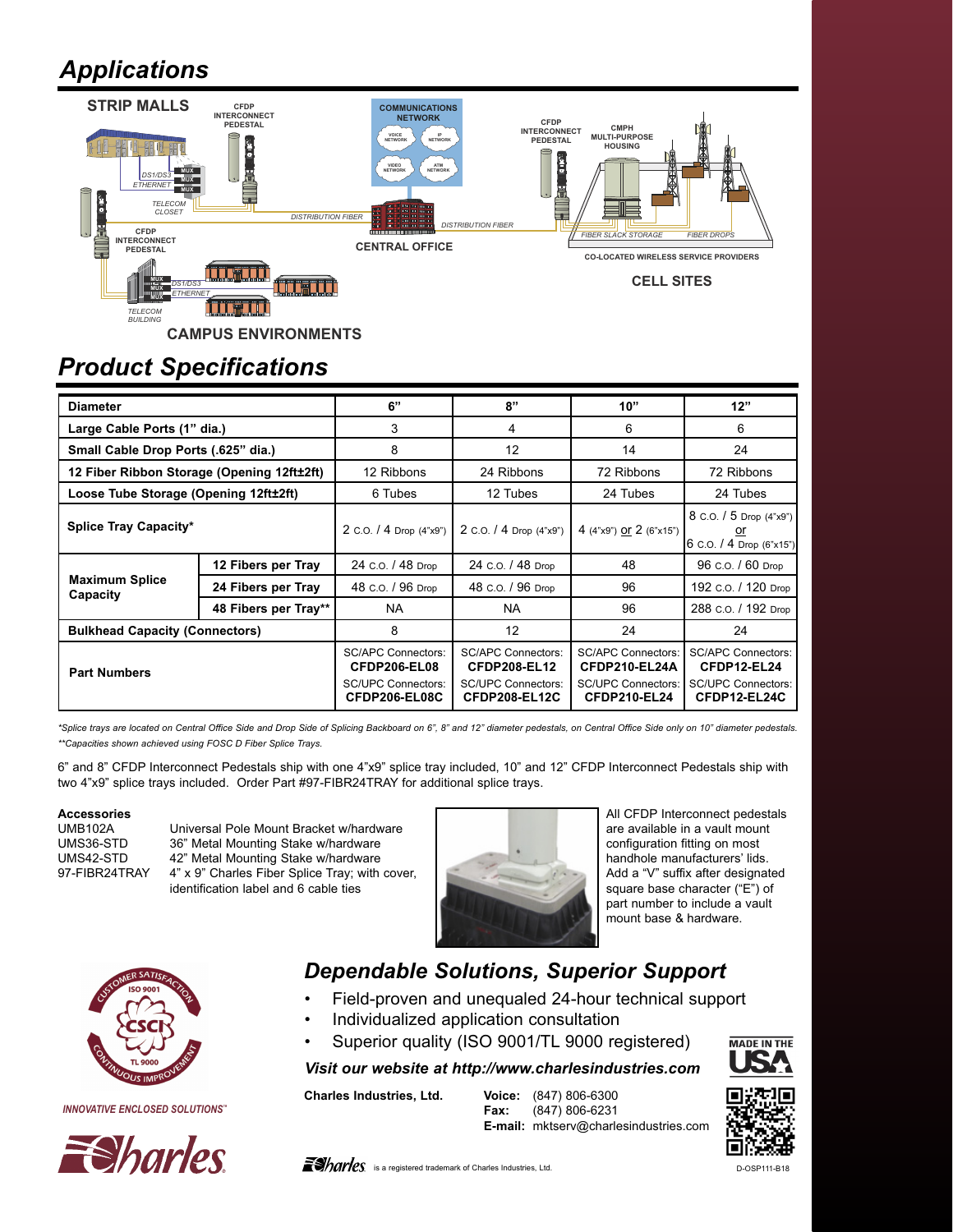## Applications

STRIP MALLS

CFDP INTERCONNECT PEDESTAL

COMMUNICATIONS NETWORK

VOICE NETWORK

IP NETWORK

VIDEO NETWORK

ATM NETWORK

CFDP INTERCONNECT PEDESTAL

CMPH MULTI-PURPOSE HOUSING

DS1/DS3

ETHERNET

MUX

TELECOM CLOSET

DISTRIBUTION FIBER

DISTRIBUTION FIBER

CFDP INTERCONNECT PEDESTAL

CENTRAL OFFICE

FIBER SLACK STORAGE

FIBER DROPS

CO-LOCATED WIRELESS SERVICE PROVIDERS

CELL SITES

DS1/DS3

ETHERNET

TELECOM BUILDING

CAMPUS ENVIRONMENTS

## Product Specifications

| Diameter | | 6” | 8” | 10” | 12” |
|---|---|---|---|---|---|
| Large Cable Ports (1” dia.) | | 3 | 4 | 6 | 6 |
| Small Cable Drop Ports (.625” dia.) | | 8 | 12 | 14 | 24 |
| 12 Fiber Ribbon Storage (Opening 12ft±2ft) | | 12 Ribbons | 24 Ribbons | 72 Ribbons | 72 Ribbons |
| Loose Tube Storage (Opening 12ft±2ft) | | 6 Tubes | 12 Tubes | 24 Tubes | 24 Tubes |
| Splice Tray Capacity* | | 2 C.O. / 4 Drop (4”x9”) | 2 C.O. / 4 Drop (4”x9”) | 4 (4”x9”) or 2 (6”x15”) | 8 C.O. / 5 Drop (4”x9”) or 6 C.O. / 4 Drop (6”x15”) |
| Maximum Splice Capacity | 12 Fibers per Tray | 24 C.O. / 48 Drop | 24 C.O. / 48 Drop | 48 | 96 C.O. / 60 Drop |
| | 24 Fibers per Tray | 48 C.O. / 96 Drop | 48 C.O. / 96 Drop | 96 | 192 C.O. / 120 Drop |
| | 48 Fibers per Tray** | NA | NA | 96 | 288 C.O. / 192 Drop |
| Bulkhead Capacity (Connectors) | | 8 | 12 | 24 | 24 |
| Part Numbers | | SC/APC Connectors: **CFDP206-EL08** SC/UPC Connectors: **CFDP206-EL08C** | SC/APC Connectors: **CFDP208-EL12** SC/UPC Connectors: **CFDP208-EL12C** | SC/APC Connectors: **CFDP210-EL24A** SC/UPC Connectors: **CFDP210-EL24** | SC/APC Connectors: **CFDP12-EL24** SC/UPC Connectors: **CFDP12-EL24C** |

*\*Splice trays are located on Central Office Side and Drop Side of Splicing Backboard on 6”, 8” and 12” diameter pedestals, on Central Office Side only on 10” diameter pedestals.*
*\*\*Capacities shown achieved using FOSC D Fiber Splice Trays.*

6” and 8” CFDP Interconnect Pedestals ship with one 4”x9” splice tray included, 10” and 12” CFDP Interconnect Pedestals ship with two 4”x9” splice trays included. Order Part #97-FIBR24TRAY for additional splice trays.

**Accessories**

| | |
|---|---|
| UMB102A | Universal Pole Mount Bracket w/hardware |
| UMS36-STD | 36” Metal Mounting Stake w/hardware |
| UMS42-STD | 42” Metal Mounting Stake w/hardware |
| 97-FIBR24TRAY | 4” x 9” Charles Fiber Splice Tray; with cover, identification label and 6 cable ties |

All CFDP Interconnect pedestals are available in a vault mount configuration fitting on most handhole manufacturers’ lids. Add a “V” suffix after designated square base character (“E”) of part number to include a vault mount base & hardware.

CUSTOMER SATISFACTION ISO 9001 CSCI TL 9000 CONTINUOUS IMPROVEMENT

*INNOVATIVE ENCLOSED SOLUTIONS™*

Charles

## Dependable Solutions, Superior Support

- Field-proven and unequaled 24-hour technical support
- Individualized application consultation
- Superior quality (ISO 9001/TL 9000 registered)

***Visit our website at http://www.charlesindustries.com***

MADE IN THE USA

**Charles Industries, Ltd.**

**Voice:** (847) 806-6300
**Fax:** (847) 806-6231
**E-mail:** mktserv@charlesindustries.com

Charles is a registered trademark of Charles Industries, Ltd.

D-OSP111-B18